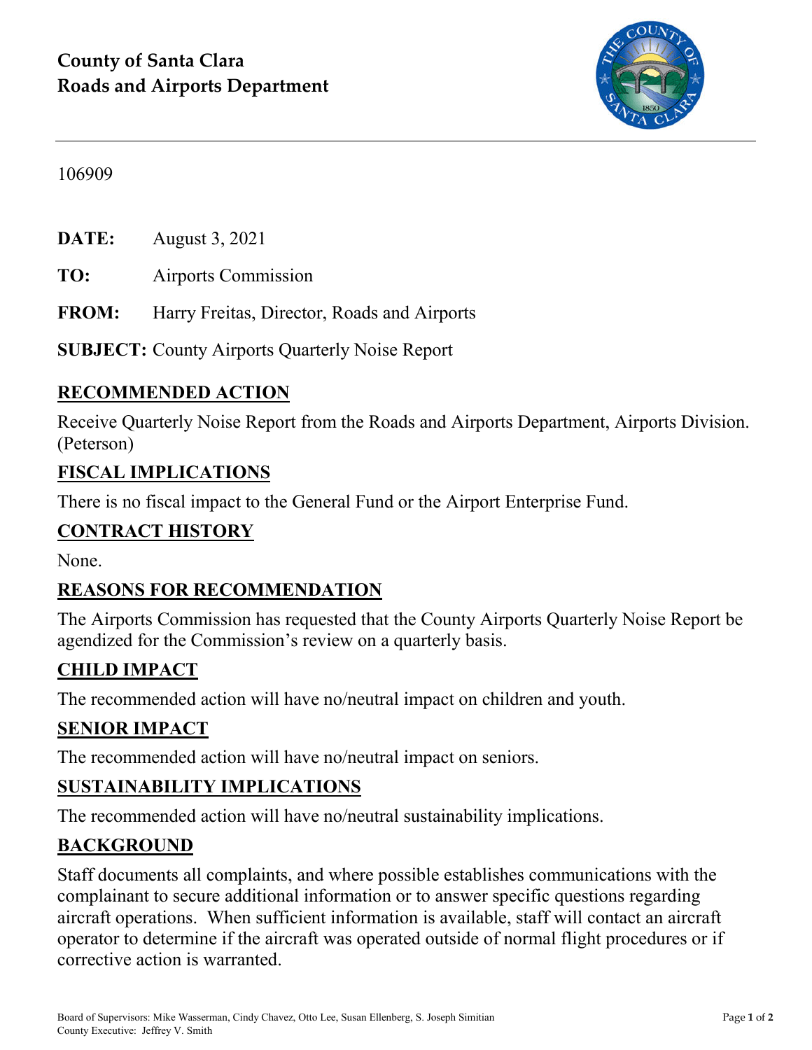**County of Santa Clara**
**Roads and Airports Department**

106909

**DATE:** August 3, 2021

**TO:** Airports Commission

**FROM:** Harry Freitas, Director, Roads and Airports

**SUBJECT:** County Airports Quarterly Noise Report

## RECOMMENDED ACTION

Receive Quarterly Noise Report from the Roads and Airports Department, Airports Division. (Peterson)

## FISCAL IMPLICATIONS

There is no fiscal impact to the General Fund or the Airport Enterprise Fund.

## CONTRACT HISTORY

None.

## REASONS FOR RECOMMENDATION

The Airports Commission has requested that the County Airports Quarterly Noise Report be agendized for the Commission's review on a quarterly basis.

## CHILD IMPACT

The recommended action will have no/neutral impact on children and youth.

## SENIOR IMPACT

The recommended action will have no/neutral impact on seniors.

## SUSTAINABILITY IMPLICATIONS

The recommended action will have no/neutral sustainability implications.

## BACKGROUND

Staff documents all complaints, and where possible establishes communications with the complainant to secure additional information or to answer specific questions regarding aircraft operations. When sufficient information is available, staff will contact an aircraft operator to determine if the aircraft was operated outside of normal flight procedures or if corrective action is warranted.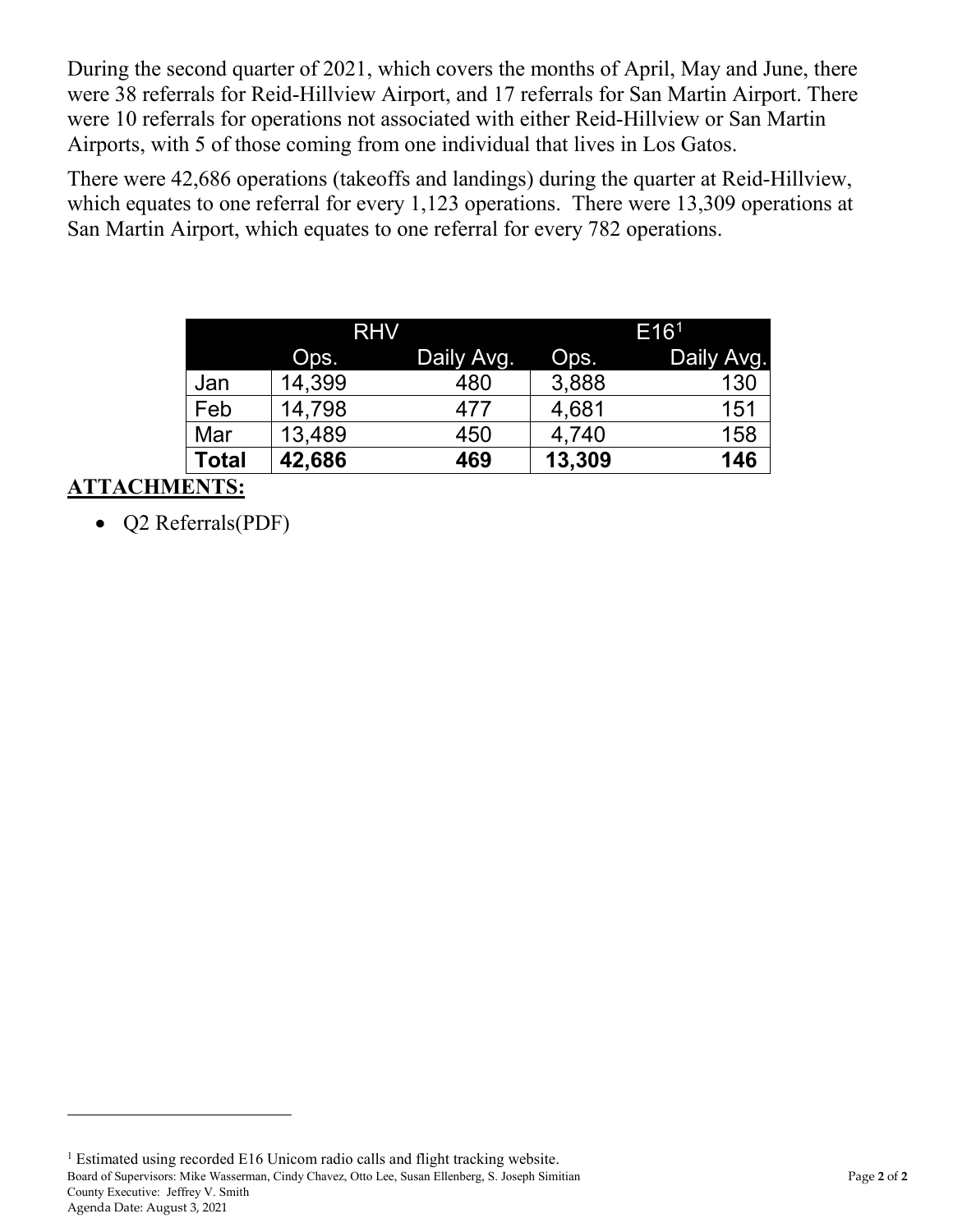During the second quarter of 2021, which covers the months of April, May and June, there were 38 referrals for Reid-Hillview Airport, and 17 referrals for San Martin Airport. There were 10 referrals for operations not associated with either Reid-Hillview or San Martin Airports, with 5 of those coming from one individual that lives in Los Gatos.

There were 42,686 operations (takeoffs and landings) during the quarter at Reid-Hillview, which equates to one referral for every 1,123 operations. There were 13,309 operations at San Martin Airport, which equates to one referral for every 782 operations.

| | RHV | | E16[1] | |
|---|---|---|---|---|
| | Ops. | Daily Avg. | Ops. | Daily Avg. |
| Jan | 14,399 | 480 | 3,888 | 130 |
| Feb | 14,798 | 477 | 4,681 | 151 |
| Mar | 13,489 | 450 | 4,740 | 158 |
| **Total** | **42,686** | **469** | **13,309** | **146** |

**ATTACHMENTS:**

- Q2 Referrals(PDF)

[1] Estimated using recorded E16 Unicom radio calls and flight tracking website.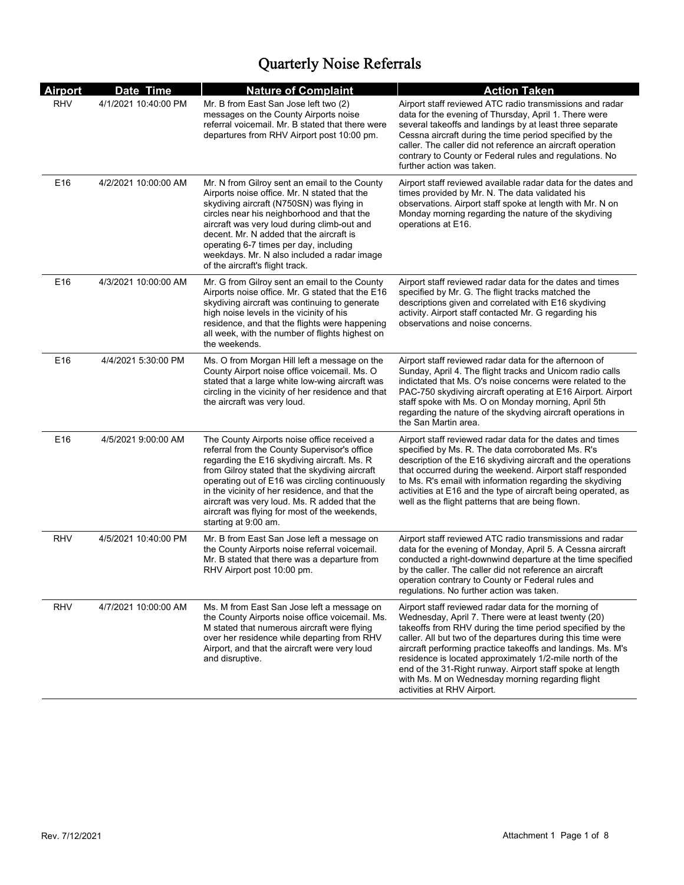# Quarterly Noise Referrals

| Airport | Date Time | Nature of Complaint | Action Taken |
|---|---|---|---|
| RHV | 4/1/2021 10:40:00 PM | Mr. B from East San Jose left two (2) messages on the County Airports noise referral voicemail. Mr. B stated that there were departures from RHV Airport post 10:00 pm. | Airport staff reviewed ATC radio transmissions and radar data for the evening of Thursday, April 1. There were several takeoffs and landings by at least three separate Cessna aircraft during the time period specified by the caller. The caller did not reference an aircraft operation contrary to County or Federal rules and regulations. No further action was taken. |
| E16 | 4/2/2021 10:00:00 AM | Mr. N from Gilroy sent an email to the County Airports noise office. Mr. N stated that the skydiving aircraft (N750SN) was flying in circles near his neighborhood and that the aircraft was very loud during climb-out and decent. Mr. N added that the aircraft is operating 6-7 times per day, including weekdays. Mr. N also included a radar image of the aircraft's flight track. | Airport staff reviewed available radar data for the dates and times provided by Mr. N. The data validated his observations. Airport staff spoke at length with Mr. N on Monday morning regarding the nature of the skydiving operations at E16. |
| E16 | 4/3/2021 10:00:00 AM | Mr. G from Gilroy sent an email to the County Airports noise office. Mr. G stated that the E16 skydiving aircraft was continuing to generate high noise levels in the vicinity of his residence, and that the flights were happening all week, with the number of flights highest on the weekends. | Airport staff reviewed radar data for the dates and times specified by Mr. G. The flight tracks matched the descriptions given and correlated with E16 skydiving activity. Airport staff contacted Mr. G regarding his observations and noise concerns. |
| E16 | 4/4/2021 5:30:00 PM | Ms. O from Morgan Hill left a message on the County Airport noise office voicemail. Ms. O stated that a large white low-wing aircraft was circling in the vicinity of her residence and that the aircraft was very loud. | Airport staff reviewed radar data for the afternoon of Sunday, April 4. The flight tracks and Unicom radio calls indictated that Ms. O's noise concerns were related to the PAC-750 skydiving aircraft operating at E16 Airport. Airport staff spoke with Ms. O on Monday morning, April 5th regarding the nature of the skydving aircraft operations in the San Martin area. |
| E16 | 4/5/2021 9:00:00 AM | The County Airports noise office received a referral from the County Supervisor's office regarding the E16 skydiving aircraft. Ms. R from Gilroy stated that the skydiving aircraft operating out of E16 was circling continuously in the vicinity of her residence, and that the aircraft was very loud. Ms. R added that the aircraft was flying for most of the weekends, starting at 9:00 am. | Airport staff reviewed radar data for the dates and times specified by Ms. R. The data corroborated Ms. R's description of the E16 skydiving aircraft and the operations that occurred during the weekend. Airport staff responded to Ms. R's email with information regarding the skydiving activities at E16 and the type of aircraft being operated, as well as the flight patterns that are being flown. |
| RHV | 4/5/2021 10:40:00 PM | Mr. B from East San Jose left a message on the County Airports noise referral voicemail. Mr. B stated that there was a departure from RHV Airport post 10:00 pm. | Airport staff reviewed ATC radio transmissions and radar data for the evening of Monday, April 5. A Cessna aircraft conducted a right-downwind departure at the time specified by the caller. The caller did not reference an aircraft operation contrary to County or Federal rules and regulations. No further action was taken. |
| RHV | 4/7/2021 10:00:00 AM | Ms. M from East San Jose left a message on the County Airports noise office voicemail. Ms. M stated that numerous aircraft were flying over her residence while departing from RHV Airport, and that the aircraft were very loud and disruptive. | Airport staff reviewed radar data for the morning of Wednesday, April 7. There were at least twenty (20) takeoffs from RHV during the time period specified by the caller. All but two of the departures during this time were aircraft performing practice takeoffs and landings. Ms. M's residence is located approximately 1/2-mile north of the end of the 31-Right runway. Airport staff spoke at length with Ms. M on Wednesday morning regarding flight activities at RHV Airport. |

Rev. 7/12/2021

Attachment 1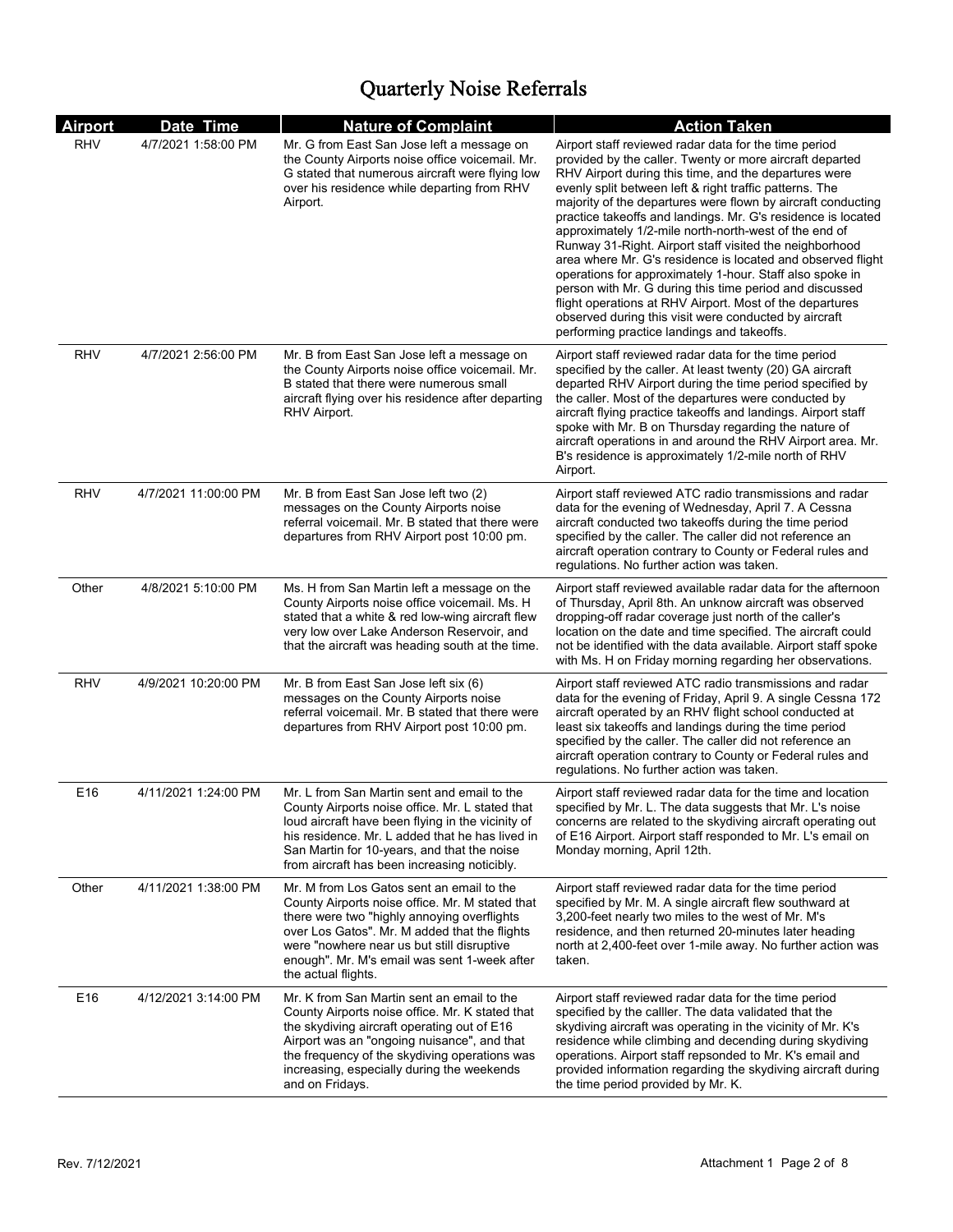# Quarterly Noise Referrals

| Airport | Date Time | Nature of Complaint | Action Taken |
|---|---|---|---|
| RHV | 4/7/2021 1:58:00 PM | Mr. G from East San Jose left a message on the County Airports noise office voicemail. Mr. G stated that numerous aircraft were flying low over his residence while departing from RHV Airport. | Airport staff reviewed radar data for the time period provided by the caller. Twenty or more aircraft departed RHV Airport during this time, and the departures were evenly split between left & right traffic patterns. The majority of the departures were flown by aircraft conducting practice takeoffs and landings. Mr. G's residence is located approximately 1/2-mile north-north-west of the end of Runway 31-Right. Airport staff visited the neighborhood area where Mr. G's residence is located and observed flight operations for approximately 1-hour. Staff also spoke in person with Mr. G during this time period and discussed flight operations at RHV Airport. Most of the departures observed during this visit were conducted by aircraft performing practice landings and takeoffs. |
| RHV | 4/7/2021 2:56:00 PM | Mr. B from East San Jose left a message on the County Airports noise office voicemail. Mr. B stated that there were numerous small aircraft flying over his residence after departing RHV Airport. | Airport staff reviewed radar data for the time period specified by the caller. At least twenty (20) GA aircraft departed RHV Airport during the time period specified by the caller. Most of the departures were conducted by aircraft flying practice takeoffs and landings. Airport staff spoke with Mr. B on Thursday regarding the nature of aircraft operations in and around the RHV Airport area. Mr. B's residence is approximately 1/2-mile north of RHV Airport. |
| RHV | 4/7/2021 11:00:00 PM | Mr. B from East San Jose left two (2) messages on the County Airports noise referral voicemail. Mr. B stated that there were departures from RHV Airport post 10:00 pm. | Airport staff reviewed ATC radio transmissions and radar data for the evening of Wednesday, April 7. A Cessna aircraft conducted two takeoffs during the time period specified by the caller. The caller did not reference an aircraft operation contrary to County or Federal rules and regulations. No further action was taken. |
| Other | 4/8/2021 5:10:00 PM | Ms. H from San Martin left a message on the County Airports noise office voicemail. Ms. H stated that a white & red low-wing aircraft flew very low over Lake Anderson Reservoir, and that the aircraft was heading south at the time. | Airport staff reviewed available radar data for the afternoon of Thursday, April 8th. An unknow aircraft was observed dropping-off radar coverage just north of the caller's location on the date and time specified. The aircraft could not be identified with the data available. Airport staff spoke with Ms. H on Friday morning regarding her observations. |
| RHV | 4/9/2021 10:20:00 PM | Mr. B from East San Jose left six (6) messages on the County Airports noise referral voicemail. Mr. B stated that there were departures from RHV Airport post 10:00 pm. | Airport staff reviewed ATC radio transmissions and radar data for the evening of Friday, April 9. A single Cessna 172 aircraft operated by an RHV flight school conducted at least six takeoffs and landings during the time period specified by the caller. The caller did not reference an aircraft operation contrary to County or Federal rules and regulations. No further action was taken. |
| E16 | 4/11/2021 1:24:00 PM | Mr. L from San Martin sent and email to the County Airports noise office. Mr. L stated that loud aircraft have been flying in the vicinity of his residence. Mr. L added that he has lived in San Martin for 10-years, and that the noise from aircraft has been increasing noticibly. | Airport staff reviewed radar data for the time and location specified by Mr. L. The data suggests that Mr. L's noise concerns are related to the skydiving aircraft operating out of E16 Airport. Airport staff responded to Mr. L's email on Monday morning, April 12th. |
| Other | 4/11/2021 1:38:00 PM | Mr. M from Los Gatos sent an email to the County Airports noise office. Mr. M stated that there were two "highly annoying overflights over Los Gatos". Mr. M added that the flights were "nowhere near us but still disruptive enough". Mr. M's email was sent 1-week after the actual flights. | Airport staff reviewed radar data for the time period specified by Mr. M. A single aircraft flew southward at 3,200-feet nearly two miles to the west of Mr. M's residence, and then returned 20-minutes later heading north at 2,400-feet over 1-mile away. No further action was taken. |
| E16 | 4/12/2021 3:14:00 PM | Mr. K from San Martin sent an email to the County Airports noise office. Mr. K stated that the skydiving aircraft operating out of E16 Airport was an "ongoing nuisance", and that the frequency of the skydiving operations was increasing, especially during the weekends and on Fridays. | Airport staff reviewed radar data for the time period specified by the calller. The data validated that the skydiving aircraft was operating in the vicinity of Mr. K's residence while climbing and decending during skydiving operations. Airport staff repsonded to Mr. K's email and provided information regarding the skydiving aircraft during the time period provided by Mr. K. |

Rev. 7/12/2021

Attachment 1 Page 2 of 8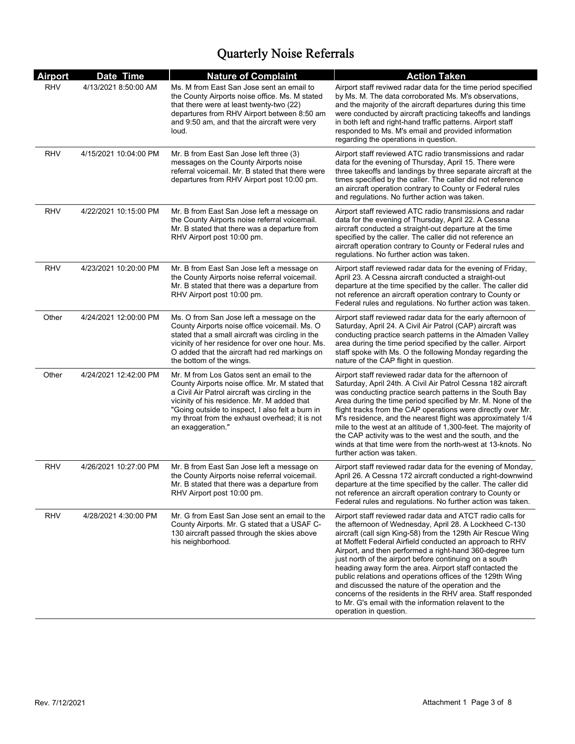# Quarterly Noise Referrals

| Airport | Date Time | Nature of Complaint | Action Taken |
|---|---|---|---|
| RHV | 4/13/2021 8:50:00 AM | Ms. M from East San Jose sent an email to the County Airports noise office. Ms. M stated that there were at least twenty-two (22) departures from RHV Airport between 8:50 am and 9:50 am, and that the aircraft were very loud. | Airport staff reviwed radar data for the time period specified by Ms. M. The data corroborated Ms. M's observations, and the majority of the aircraft departures during this time were conducted by aircraft practicing takeoffs and landings in both left and right-hand traffic patterns. Airport staff responded to Ms. M's email and provided information regarding the operations in question. |
| RHV | 4/15/2021 10:04:00 PM | Mr. B from East San Jose left three (3) messages on the County Airports noise referral voicemail. Mr. B stated that there were departures from RHV Airport post 10:00 pm. | Airport staff reviewed ATC radio transmissions and radar data for the evening of Thursday, April 15. There were three takeoffs and landings by three separate aircraft at the times specified by the caller. The caller did not reference an aircraft operation contrary to County or Federal rules and regulations. No further action was taken. |
| RHV | 4/22/2021 10:15:00 PM | Mr. B from East San Jose left a message on the County Airports noise referral voicemail. Mr. B stated that there was a departure from RHV Airport post 10:00 pm. | Airport staff reviewed ATC radio transmissions and radar data for the evening of Thursday, April 22. A Cessna aircraft conducted a straight-out departure at the time specified by the caller. The caller did not reference an aircraft operation contrary to County or Federal rules and regulations. No further action was taken. |
| RHV | 4/23/2021 10:20:00 PM | Mr. B from East San Jose left a message on the County Airports noise referral voicemail. Mr. B stated that there was a departure from RHV Airport post 10:00 pm. | Airport staff reviewed radar data for the evening of Friday, April 23. A Cessna aircraft conducted a straight-out departure at the time specified by the caller. The caller did not reference an aircraft operation contrary to County or Federal rules and regulations. No further action was taken. |
| Other | 4/24/2021 12:00:00 PM | Ms. O from San Jose left a message on the County Airports noise office voicemail. Ms. O stated that a small aircraft was circling in the vicinity of her residence for over one hour. Ms. O added that the aircraft had red markings on the bottom of the wings. | Airport staff reviewed radar data for the early afternoon of Saturday, April 24. A Civil Air Patrol (CAP) aircraft was conducting practice search patterns in the Almaden Valley area during the time period specified by the caller. Airport staff spoke with Ms. O the following Monday regarding the nature of the CAP flight in question. |
| Other | 4/24/2021 12:42:00 PM | Mr. M from Los Gatos sent an email to the County Airports noise office. Mr. M stated that a Civil Air Patrol aircraft was circling in the vicinity of his residence. Mr. M added that "Going outside to inspect, I also felt a burn in my throat from the exhaust overhead; it is not an exaggeration." | Airport staff reviewed radar data for the afternoon of Saturday, April 24th. A Civil Air Patrol Cessna 182 aircraft was conducting practice search patterns in the South Bay Area during the time period specified by Mr. M. None of the flight tracks from the CAP operations were directly over Mr. M's residence, and the nearest flight was approximately 1/4 mile to the west at an altitude of 1,300-feet. The majority of the CAP activity was to the west and the south, and the winds at that time were from the north-west at 13-knots. No further action was taken. |
| RHV | 4/26/2021 10:27:00 PM | Mr. B from East San Jose left a message on the County Airports noise referral voicemail. Mr. B stated that there was a departure from RHV Airport post 10:00 pm. | Airport staff reviewed radar data for the evening of Monday, April 26. A Cessna 172 aircraft conducted a right-downwind departure at the time specified by the caller. The caller did not reference an aircraft operation contrary to County or Federal rules and regulations. No further action was taken. |
| RHV | 4/28/2021 4:30:00 PM | Mr. G from East San Jose sent an email to the County Airports. Mr. G stated that a USAF C-130 aircraft passed through the skies above his neighborhood. | Airport staff reviewed radar data and ATCT radio calls for the afternoon of Wednesday, April 28. A Lockheed C-130 aircraft (call sign King-58) from the 129th Air Rescue Wing at Moffett Federal Airfield conducted an approach to RHV Airport, and then performed a right-hand 360-degree turn just north of the airport before continuing on a south heading away form the area. Airport staff contacted the public relations and operations offices of the 129th Wing and discussed the nature of the operation and the concerns of the residents in the RHV area. Staff responded to Mr. G's email with the information relavent to the operation in question. |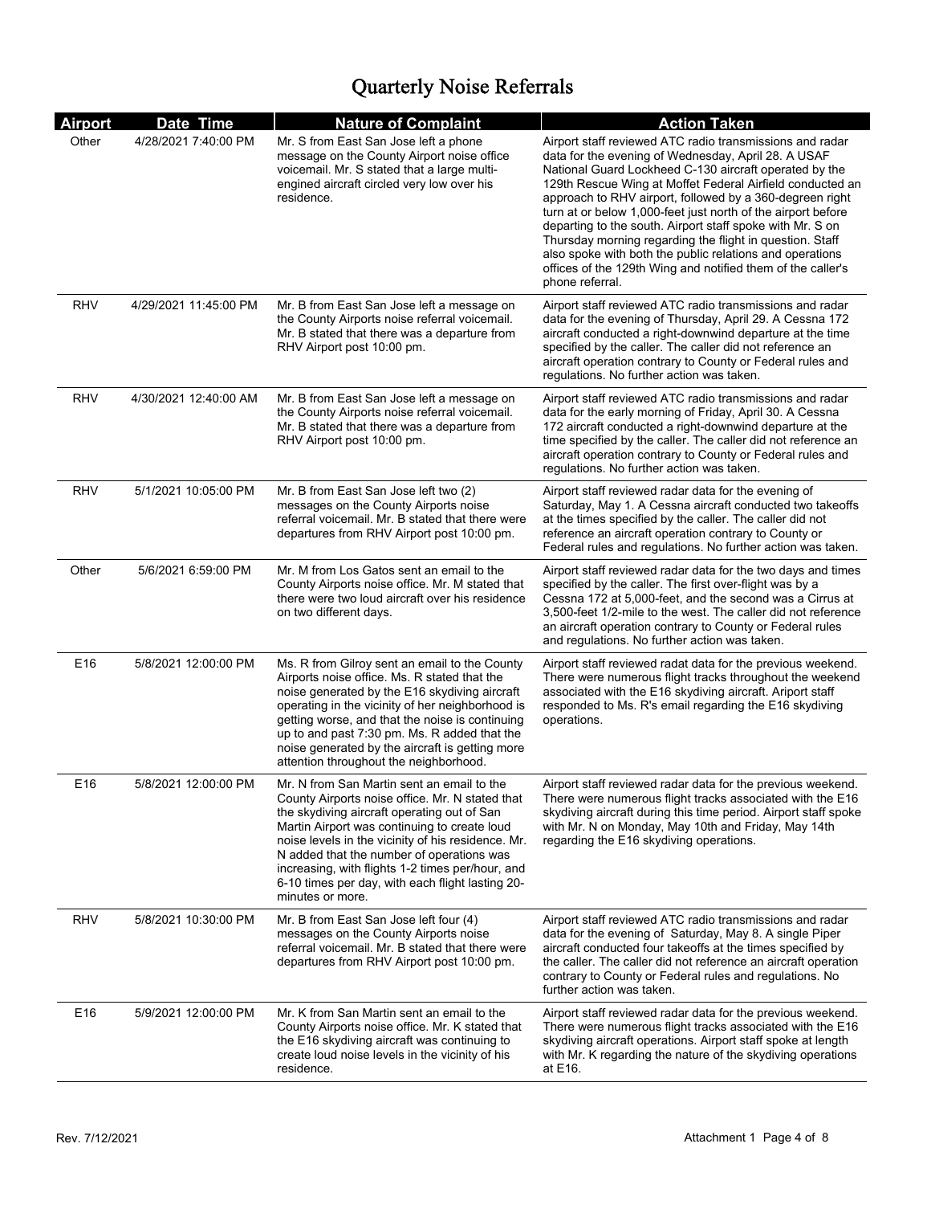# Quarterly Noise Referrals

| Airport | Date Time | Nature of Complaint | Action Taken |
|---|---|---|---|
| Other | 4/28/2021 7:40:00 PM | Mr. S from East San Jose left a phone message on the County Airport noise office voicemail. Mr. S stated that a large multi-engined aircraft circled very low over his residence. | Airport staff reviewed ATC radio transmissions and radar data for the evening of Wednesday, April 28. A USAF National Guard Lockheed C-130 aircraft operated by the 129th Rescue Wing at Moffet Federal Airfield conducted an approach to RHV airport, followed by a 360-degreen right turn at or below 1,000-feet just north of the airport before departing to the south. Airport staff spoke with Mr. S on Thursday morning regarding the flight in question. Staff also spoke with both the public relations and operations offices of the 129th Wing and notified them of the caller's phone referral. |
| RHV | 4/29/2021 11:45:00 PM | Mr. B from East San Jose left a message on the County Airports noise referral voicemail. Mr. B stated that there was a departure from RHV Airport post 10:00 pm. | Airport staff reviewed ATC radio transmissions and radar data for the evening of Thursday, April 29. A Cessna 172 aircraft conducted a right-downwind departure at the time specified by the caller. The caller did not reference an aircraft operation contrary to County and Federal rules and regulations. No further action was taken. |
| RHV | 4/30/2021 12:40:00 AM | Mr. B from East San Jose left a message on the County Airports noise referral voicemail. Mr. B stated that there was a departure from RHV Airport post 10:00 pm. | Airport staff reviewed ATC radio transmissions and radar data for the early morning of Friday, April 30. A Cessna 172 aircraft conducted a right-downwind departure at the time specified by the caller. The caller did not reference an aircraft operation contrary to County or Federal rules and regulations. No further action was taken. |
| RHV | 5/1/2021 10:05:00 PM | Mr. B from East San Jose left two (2) messages on the County Airports noise referral voicemail. Mr. B stated that there were departures from RHV Airport post 10:00 pm. | Airport staff reviewed radar data for the evening of Saturday, May 1. A Cessna aircraft conducted two takeoffs at the times specified by the caller. The caller did not reference an aircraft operation contrary to County or Federal rules and regulations. No further action was taken. |
| Other | 5/6/2021 6:59:00 PM | Mr. M from Los Gatos sent an email to the County Airports noise office. Mr. M stated that there were two loud aircraft over his residence on two different days. | Airport staff reviewed radar data for the two days and times specified by the caller. The first over-flight was by a Cessna 172 at 5,000-feet, and the second was a Cirrus at 3,500-feet 1/2-mile to the west. The caller did not reference an aircraft operation contrary to County or Federal rules and regulations. No further action was taken. |
| E16 | 5/8/2021 12:00:00 PM | Ms. R from Gilroy sent an email to the County Airports noise office. Ms. R stated that the noise generated by the E16 skydiving aircraft operating in the vicinity of her neighborhood is getting worse, and that the noise is continuing up to and past 7:30 pm. Ms. R added that the noise generated by the aircraft is getting more attention throughout the neighborhood. | Airport staff reviewed radat data for the previous weekend. There were numerous flight tracks throughout the weekend associated with the E16 skydiving aircraft. Ariport staff responded to Ms. R's email regarding the E16 skydiving operations. |
| E16 | 5/8/2021 12:00:00 PM | Mr. N from San Martin sent an email to the County Airports noise office. Mr. N stated that the skydiving aircraft operating out of San Martin Airport was continuing to create loud noise levels in the vicinity of his residence. Mr. N added that the number of operations was increasing, with flights 1-2 times per/hour, and 6-10 times per day, with each flight lasting 20-minutes or more. | Airport staff reviewed radar data for the previous weekend. There were numerous flight tracks associated with the E16 skydiving aircraft during this time period. Airport staff spoke with Mr. N on Monday, May 10th and Friday, May 14th regarding the E16 skydiving operations. |
| RHV | 5/8/2021 10:30:00 PM | Mr. B from East San Jose left four (4) messages on the County Airports noise referral voicemail. Mr. B stated that there were departures from RHV Airport post 10:00 pm. | Airport staff reviewed ATC radio transmissions and radar data for the evening of Saturday, May 8. A single Piper aircraft conducted four takeoffs at the times specified by the caller. The caller did not reference an aircraft operation contrary to County or Federal rules and regulations. No further action was taken. |
| E16 | 5/9/2021 12:00:00 PM | Mr. K from San Martin sent an email to the County Airports noise office. Mr. K stated that the E16 skydiving aircraft was continuing to create loud noise levels in the vicinity of his residence. | Airport staff reviewed radar data for the previous weekend. There were numerous flight tracks associated with the E16 skydiving aircraft operations. Airport staff spoke at length with Mr. K regarding the nature of the skydiving operations at E16. |

Rev. 7/12/2021

Attachment 1 Page 4 of 8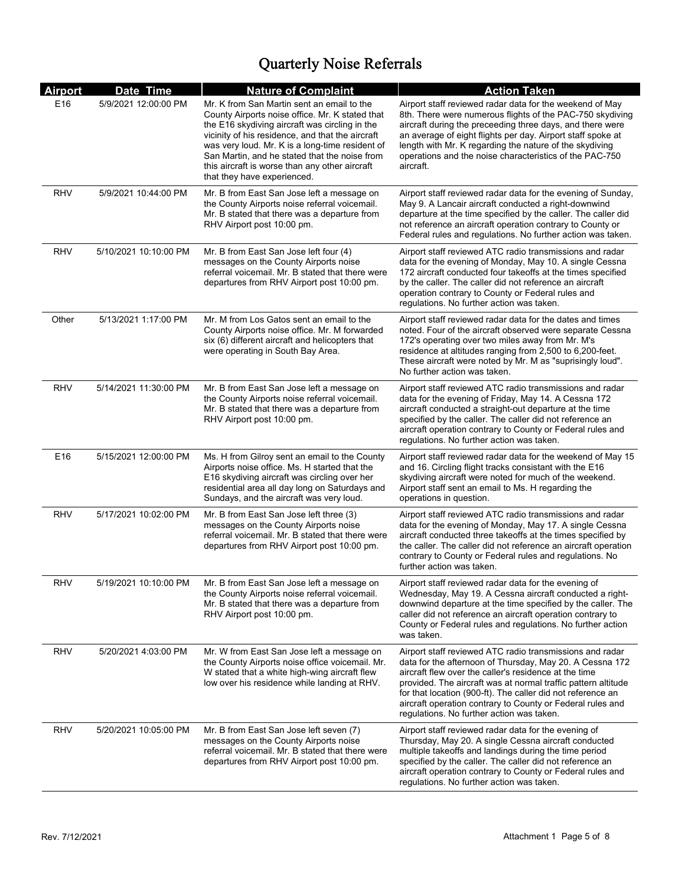# Quarterly Noise Referrals

| Airport | Date Time | Nature of Complaint | Action Taken |
|---|---|---|---|
| E16 | 5/9/2021 12:00:00 PM | Mr. K from San Martin sent an email to the County Airports noise office. Mr. K stated that the E16 skydiving aircraft was circling in the vicinity of his residence, and that the aircraft was very loud. Mr. K is a long-time resident of San Martin, and he stated that the noise from this aircraft is worse than any other aircraft that they have experienced. | Airport staff reviewed radar data for the weekend of May 8th. There were numerous flights of the PAC-750 skydiving aircraft during the preceeding three days, and there were an average of eight flights per day. Airport staff spoke at length with Mr. K regarding the nature of the skydiving operations and the noise characteristics of the PAC-750 aircraft. |
| RHV | 5/9/2021 10:44:00 PM | Mr. B from East San Jose left a message on the County Airports noise referral voicemail. Mr. B stated that there was a departure from RHV Airport post 10:00 pm. | Airport staff reviewed radar data for the evening of Sunday, May 9. A Lancair aircraft conducted a right-downwind departure at the time specified by the caller. The caller did not reference an aircraft operation contrary to County or Federal rules and regulations. No further action was taken. |
| RHV | 5/10/2021 10:10:00 PM | Mr. B from East San Jose left four (4) messages on the County Airports noise referral voicemail. Mr. B stated that there were departures from RHV Airport post 10:00 pm. | Airport staff reviewed ATC radio transmissions and radar data for the evening of Monday, May 10. A single Cessna 172 aircraft conducted four takeoffs at the times specified by the caller. The caller did not reference an aircraft operation contrary to County or Federal rules and regulations. No further action was taken. |
| Other | 5/13/2021 1:17:00 PM | Mr. M from Los Gatos sent an email to the County Airports noise office. Mr. M forwarded six (6) different aircraft and helicopters that were operating in South Bay Area. | Airport staff reviewed radar data for the dates and times noted. Four of the aircraft observed were separate Cessna 172's operating over two miles away from Mr. M's residence at altitudes ranging from 2,500 to 6,200-feet. These aircraft were noted by Mr. M as "suprisingly loud". No further action was taken. |
| RHV | 5/14/2021 11:30:00 PM | Mr. B from East San Jose left a message on the County Airports noise referral voicemail. Mr. B stated that there was a departure from RHV Airport post 10:00 pm. | Airport staff reviewed ATC radio transmissions and radar data for the evening of Friday, May 14. A Cessna 172 aircraft conducted a straight-out departure at the time specified by the caller. The caller did not reference an aircraft operation contrary to County or Federal rules and regulations. No further action was taken. |
| E16 | 5/15/2021 12:00:00 PM | Ms. H from Gilroy sent an email to the County Airports noise office. Ms. H started that the E16 skydiving aircraft was circling over her residential area all day long on Saturdays and Sundays, and the aircraft was very loud. | Airport staff reviewed radar data for the weekend of May 15 and 16. Circling flight tracks consistant with the E16 skydiving aircraft were noted for much of the weekend. Airport staff sent an email to Ms. H regarding the operations in question. |
| RHV | 5/17/2021 10:02:00 PM | Mr. B from East San Jose left three (3) messages on the County Airports noise referral voicemail. Mr. B stated that there were departures from RHV Airport post 10:00 pm. | Airport staff reviewed ATC radio transmissions and radar data for the evening of Monday, May 17. A single Cessna aircraft conducted three takeoffs at the times specified by the caller. The caller did not reference an aircraft operation contrary to County or Federal rules and regulations. No further action was taken. |
| RHV | 5/19/2021 10:10:00 PM | Mr. B from East San Jose left a message on the County Airports noise referral voicemail. Mr. B stated that there was a departure from RHV Airport post 10:00 pm. | Airport staff reviewed radar data for the evening of Wednesday, May 19. A Cessna aircraft conducted a right-downwind departure at the time specified by the caller. The caller did not reference an aircraft operation contrary to County or Federal rules and regulations. No further action was taken. |
| RHV | 5/20/2021 4:03:00 PM | Mr. W from East San Jose left a message on the County Airports noise office voicemail. Mr. W stated that a white high-wing aircraft flew low over his residence while landing at RHV. | Airport staff reviewed ATC radio transmissions and radar data for the afternoon of Thursday, May 20. A Cessna 172 aircraft flew over the caller's residence at the time provided. The aircraft was at normal traffic pattern altitude for that location (900-ft). The caller did not reference an aircraft operation contrary to County or Federal rules and regulations. No further action was taken. |
| RHV | 5/20/2021 10:05:00 PM | Mr. B from East San Jose left seven (7) messages on the County Airports noise referral voicemail. Mr. B stated that there were departures from RHV Airport post 10:00 pm. | Airport staff reviewed radar data for the evening of Thursday, May 20. A single Cessna aircraft conducted multiple takeoffs and landings during the time period specified by the caller. The caller did not reference an aircraft operation contrary to County or Federal rules and regulations. No further action was taken. |

Rev. 7/12/2021

Attachment 1 Page 5 of 8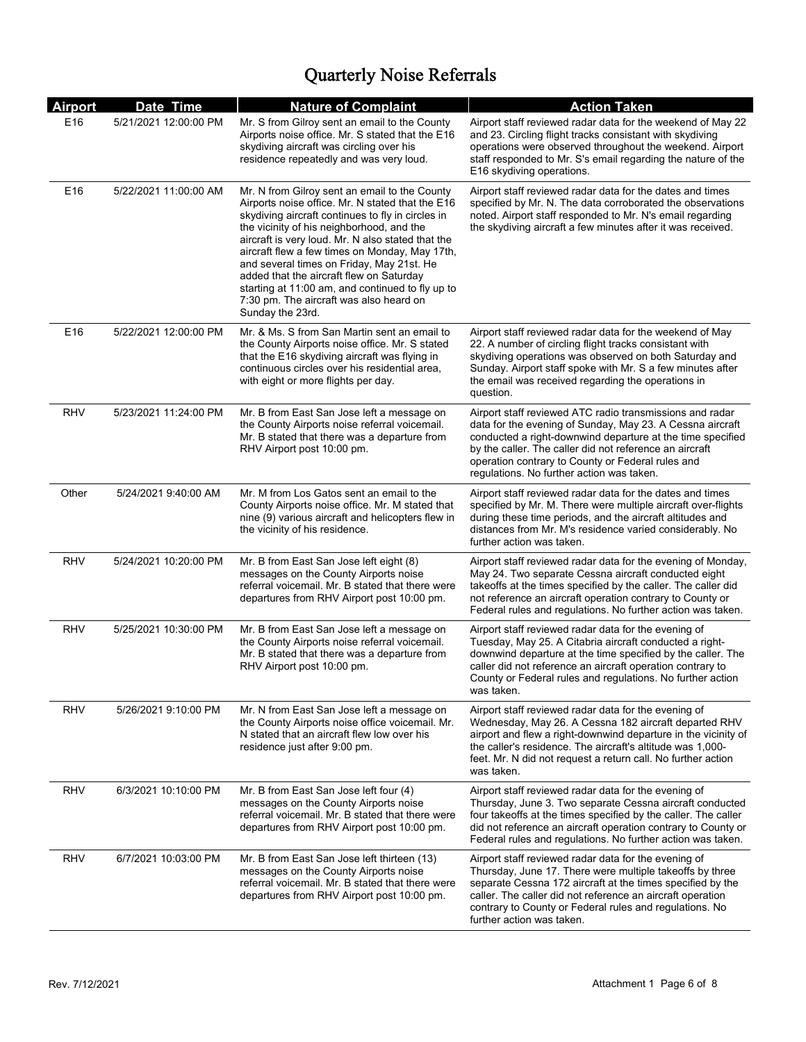# Quarterly Noise Referrals

| Airport | Date Time | Nature of Complaint | Action Taken |
|---|---|---|---|
| E16 | 5/21/2021 12:00:00 PM | Mr. S from Gilroy sent an email to the County Airports noise office. Mr. S stated that the E16 skydiving aircraft was circling over his residence repeatedly and was very loud. | Airport staff reviewed radar data for the weekend of May 22 and 23. Circling flight tracks consistant with skydiving operations were observed throughout the weekend. Airport staff responded to Mr. S's email regarding the nature of the E16 skydiving operations. |
| E16 | 5/22/2021 11:00:00 AM | Mr. N from Gilroy sent an email to the County Airports noise office. Mr. N stated that the E16 skydiving aircraft continues to fly in circles in the vicinity of his neighborhood, and the aircraft is very loud. Mr. N also stated that the aircraft flew a few times on Monday, May 17th, and several times on Friday, May 21st. He added that the aircraft flew on Saturday starting at 11:00 am, and continued to fly up to 7:30 pm. The aircraft was also heard on Sunday the 23rd. | Airport staff reviewed radar data for the dates and times specified by Mr. N. The data corroborated the observations noted. Airport staff responded to Mr. N's email regarding the skydiving aircraft a few minutes after it was received. |
| E16 | 5/22/2021 12:00:00 PM | Mr. & Ms. S from San Martin sent an email to the County Airports noise office. Mr. S stated that the E16 skydiving aircraft was flying in continuous circles over his residential area, with eight or more flights per day. | Airport staff reviewed radar data for the weekend of May 22. A number of circling flight tracks consistant with skydiving operations was observed on both Saturday and Sunday. Airport staff spoke with Mr. S a few minutes after the email was received regarding the operations in question. |
| RHV | 5/23/2021 11:24:00 PM | Mr. B from East San Jose left a message on the County Airports noise referral voicemail. Mr. B stated that there was a departure from RHV Airport post 10:00 pm. | Airport staff reviewed ATC radio transmissions and radar data for the evening of Sunday, May 23. A Cessna aircraft conducted a right-downwind departure at the time specified by the caller. The caller did not reference an aircraft operation contrary to County or Federal rules and regulations. No further action was taken. |
| Other | 5/24/2021 9:40:00 AM | Mr. M from Los Gatos sent an email to the County Airports noise office. Mr. M stated that nine (9) various aircraft and helicopters flew in the vicinity of his residence. | Airport staff reviewed radar data for the dates and times specified by Mr. M. There were multiple aircraft over-flights during these time periods, and the aircraft altitudes and distances from Mr. M's residence varied considerably. No further action was taken. |
| RHV | 5/24/2021 10:20:00 PM | Mr. B from East San Jose left eight (8) messages on the County Airports noise referral voicemail. Mr. B stated that there were departures from RHV Airport post 10:00 pm. | Airport staff reviewed radar data for the evening of Monday, May 24. Two separate Cessna aircraft conducted eight takeoffs at the times specified by the caller. The caller did not reference an aircraft operation contrary to County or Federal rules and regulations. No further action was taken. |
| RHV | 5/25/2021 10:30:00 PM | Mr. B from East San Jose left a message on the County Airports noise referral voicemail. Mr. B stated that there was a departure from RHV Airport post 10:00 pm. | Airport staff reviewed radar data for the evening of Tuesday, May 25. A Citabria aircraft conducted a right-downwind departure at the time specified by the caller. The caller did not reference an aircraft operation contrary to County or Federal rules and regulations. No further action was taken. |
| RHV | 5/26/2021 9:10:00 PM | Mr. N from East San Jose left a message on the County Airports noise office voicemail. Mr. N stated that an aircraft flew low over his residence just after 9:00 pm. | Airport staff reviewed radar data for the evening of Wednesday, May 26. A Cessna 182 aircraft departed RHV airport and flew a right-downwind departure in the vicinity of the caller's residence. The aircraft's altitude was 1,000-feet. Mr. N did not request a return call. No further action was taken. |
| RHV | 6/3/2021 10:10:00 PM | Mr. B from East San Jose left four (4) messages on the County Airports noise referral voicemail. Mr. B stated that there were departures from RHV Airport post 10:00 pm. | Airport staff reviewed radar data for the evening of Thursday, June 3. Two separate Cessna aircraft conducted four takeoffs at the times specified by the caller. The caller did not reference an aircraft operation contrary to County or Federal rules and regulations. No further action was taken. |
| RHV | 6/7/2021 10:03:00 PM | Mr. B from East San Jose left thirteen (13) messages on the County Airports noise referral voicemail. Mr. B stated that there were departures from RHV Airport post 10:00 pm. | Airport staff reviewed radar data for the evening of Thursday, June 17. There were multiple takeoffs by three separate Cessna 172 aircraft at the times specified by the caller. The caller did not reference an aircraft operation contrary to County or Federal rules and regulations. No further action was taken. |

Rev. 7/12/2021

Attachment 1 Page 6 of 8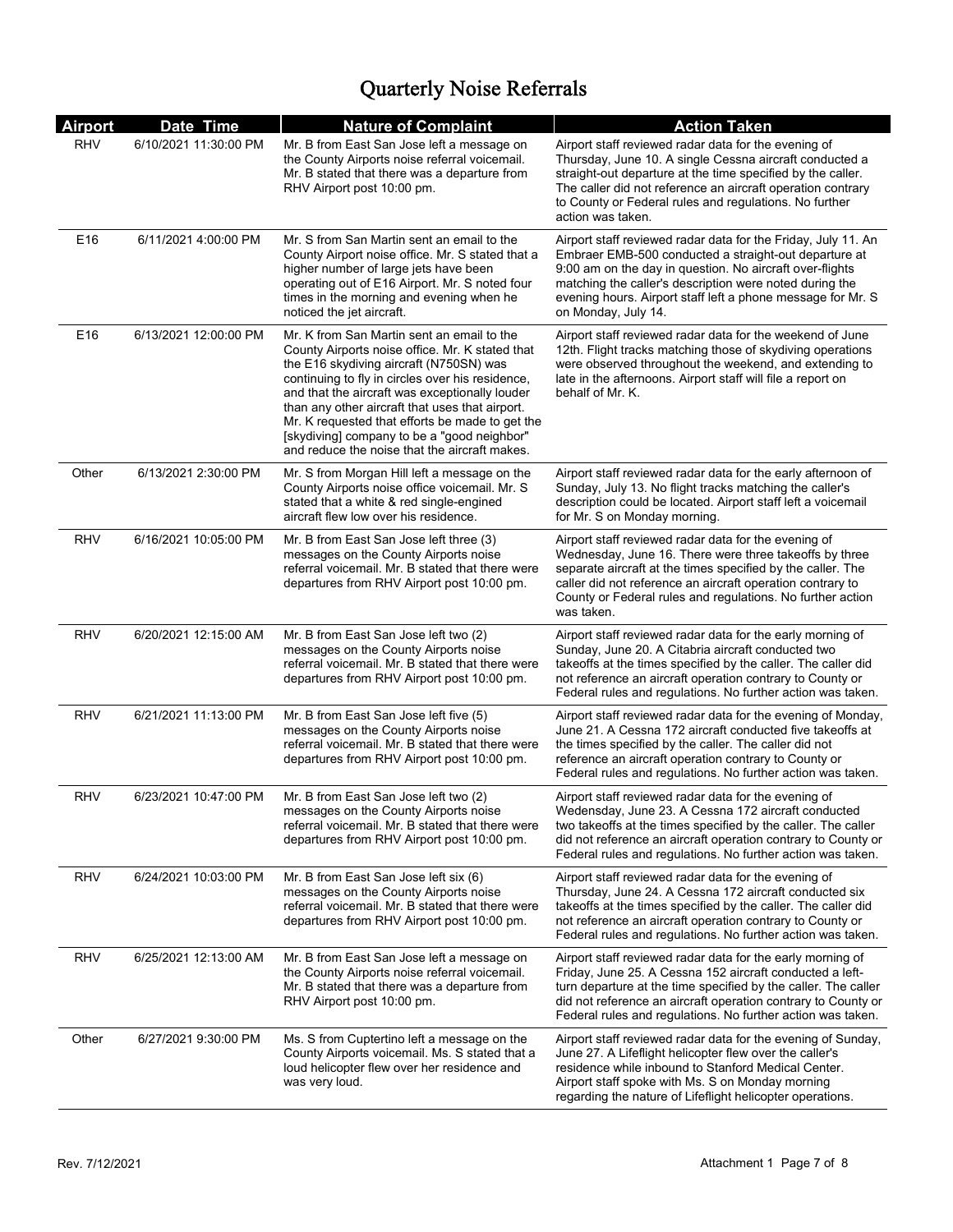# Quarterly Noise Referrals

| Airport | Date Time | Nature of Complaint | Action Taken |
|---|---|---|---|
| RHV | 6/10/2021 11:30:00 PM | Mr. B from East San Jose left a message on the County Airports noise referral voicemail. Mr. B stated that there was a departure from RHV Airport post 10:00 pm. | Airport staff reviewed radar data for the evening of Thursday, June 10. A single Cessna aircraft conducted a straight-out departure at the time specified by the caller. The caller did not reference an aircraft operation contrary to County or Federal rules and regulations. No further action was taken. |
| E16 | 6/11/2021 4:00:00 PM | Mr. S from San Martin sent an email to the County Airport noise office. Mr. S stated that a higher number of large jets have been operating out of E16 Airport. Mr. S noted four times in the morning and evening when he noticed the jet aircraft. | Airport staff reviewed radar data for the Friday, July 11. An Embraer EMB-500 conducted a straight-out departure at 9:00 am on the day in question. No aircraft over-flights matching the caller's description were noted during the evening hours. Airport staff left a phone message for Mr. S on Monday, July 14. |
| E16 | 6/13/2021 12:00:00 PM | Mr. K from San Martin sent an email to the County Airports noise office. Mr. K stated that the E16 skydiving aircraft (N750SN) was continuing to fly in circles over his residence, and that the aircraft was exceptionally louder than any other aircraft that uses that airport. Mr. K requested that efforts be made to get the [skydiving] company to be a "good neighbor" and reduce the noise that the aircraft makes. | Airport staff reviewed radar data for the weekend of June 12th. Flight tracks matching those of skydiving operations were observed throughout the weekend, and extending to late in the afternoons. Airport staff will file a report on behalf of Mr. K. |
| Other | 6/13/2021 2:30:00 PM | Mr. S from Morgan Hill left a message on the County Airports noise office voicemail. Mr. S stated that a white & red single-engined aircraft flew low over his residence. | Airport staff reviewed radar data for the early afternoon of Sunday, July 13. No flight tracks matching the caller's description could be located. Airport staff left a voicemail for Mr. S on Monday morning. |
| RHV | 6/16/2021 10:05:00 PM | Mr. B from East San Jose left three (3) messages on the County Airports noise referral voicemail. Mr. B stated that there were departures from RHV Airport post 10:00 pm. | Airport staff reviewed radar data for the evening of Wednesday, June 16. There were three takeoffs by three separate aircraft at the times specified by the caller. The caller did not reference an aircraft operation contrary to County or Federal rules and regulations. No further action was taken. |
| RHV | 6/20/2021 12:15:00 AM | Mr. B from East San Jose left two (2) messages on the County Airports noise referral voicemail. Mr. B stated that there were departures from RHV Airport post 10:00 pm. | Airport staff reviewed radar data for the early morning of Sunday, June 20. A Citabria aircraft conducted two takeoffs at the times specified by the caller. The caller did not reference an aircraft operation contrary to County or Federal rules and regulations. No further action was taken. |
| RHV | 6/21/2021 11:13:00 PM | Mr. B from East San Jose left five (5) messages on the County Airports noise referral voicemail. Mr. B stated that there were departures from RHV Airport post 10:00 pm. | Airport staff reviewed radar data for the evening of Monday, June 21. A Cessna 172 aircraft conducted five takeoffs at the times specified by the caller. The caller did not reference an aircraft operation contrary to County or Federal rules and regulations. No further action was taken. |
| RHV | 6/23/2021 10:47:00 PM | Mr. B from East San Jose left two (2) messages on the County Airports noise referral voicemail. Mr. B stated that there were departures from RHV Airport post 10:00 pm. | Airport staff reviewed radar data for the evening of Wedensday, June 23. A Cessna 172 aircraft conducted two takeoffs at the times specified by the caller. The caller did not reference an aircraft operation contrary to County or Federal rules and regulations. No further action was taken. |
| RHV | 6/24/2021 10:03:00 PM | Mr. B from East San Jose left six (6) messages on the County Airports noise referral voicemail. Mr. B stated that there were departures from RHV Airport post 10:00 pm. | Airport staff reviewed radar data for the evening of Thursday, June 24. A Cessna 172 aircraft conducted six takeoffs at the times specified by the caller. The caller did not reference an aircraft operation contrary to County or Federal rules and regulations. No further action was taken. |
| RHV | 6/25/2021 12:13:00 AM | Mr. B from East San Jose left a message on the County Airports noise referral voicemail. Mr. B stated that there was a departure from RHV Airport post 10:00 pm. | Airport staff reviewed radar data for the early morning of Friday, June 25. A Cessna 152 aircraft conducted a left-turn departure at the time specified by the caller. The caller did not reference an aircraft operation contrary to County or Federal rules and regulations. No further action was taken. |
| Other | 6/27/2021 9:30:00 PM | Ms. S from Cuptertino left a message on the County Airports voicemail. Ms. S stated that a loud helicopter flew over her residence and was very loud. | Airport staff reviewed radar data for the evening of Sunday, June 27. A Lifeflight helicopter flew over the caller's residence while inbound to Stanford Medical Center. Airport staff spoke with Ms. S on Monday morning regarding the nature of Lifeflight helicopter operations. |

Rev. 7/12/2021

Attachment 1 Page 7 of 8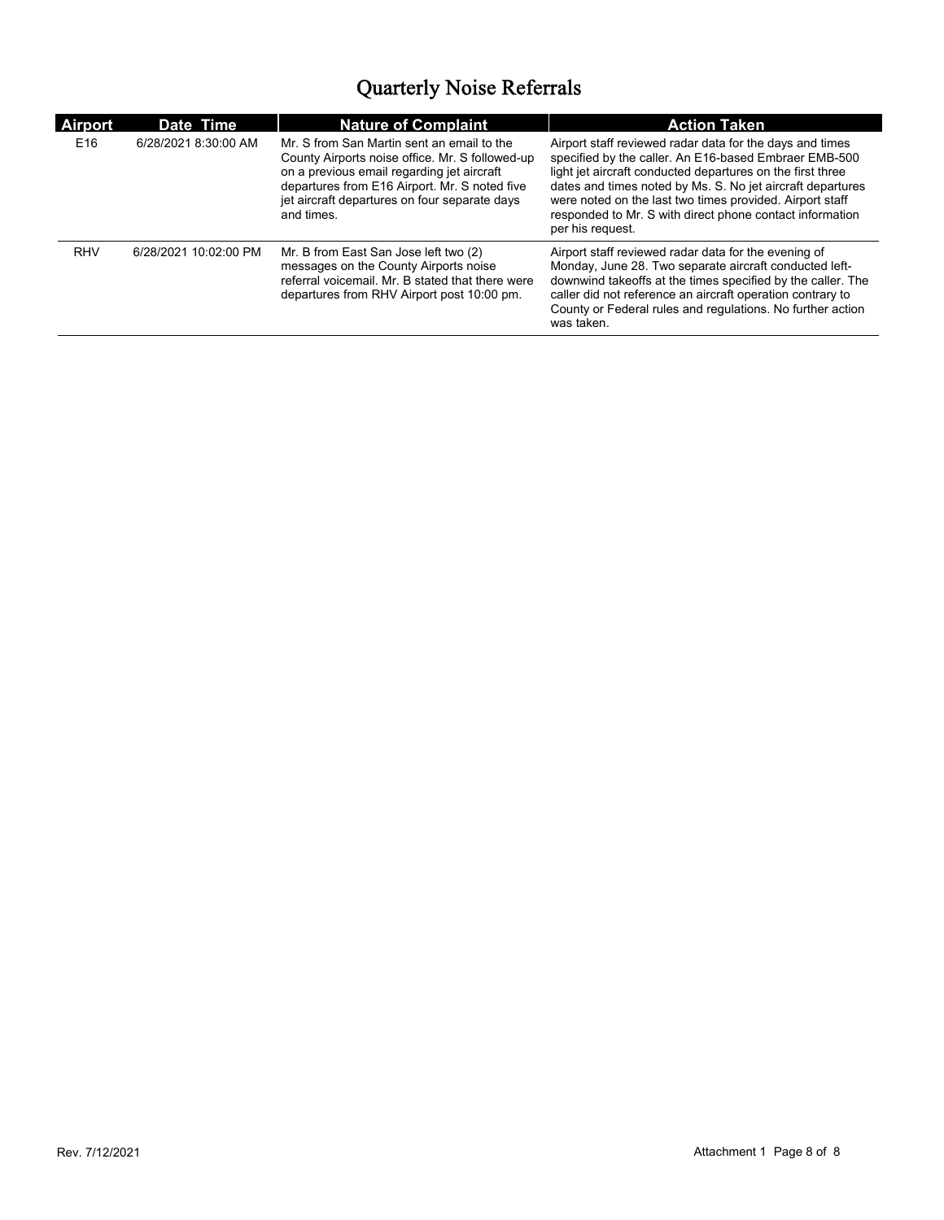# Quarterly Noise Referrals

| Airport | Date Time | Nature of Complaint | Action Taken |
|---|---|---|---|
| E16 | 6/28/2021 8:30:00 AM | Mr. S from San Martin sent an email to the County Airports noise office. Mr. S followed-up on a previous email regarding jet aircraft departures from E16 Airport. Mr. S noted five jet aircraft departures on four separate days and times. | Airport staff reviewed radar data for the days and times specified by the caller. An E16-based Embraer EMB-500 light jet aircraft conducted departures on the first three dates and times noted by Ms. S. No jet aircraft departures were noted on the last two times provided. Airport staff responded to Mr. S with direct phone contact information per his request. |
| RHV | 6/28/2021 10:02:00 PM | Mr. B from East San Jose left two (2) messages on the County Airports noise referral voicemail. Mr. B stated that there were departures from RHV Airport post 10:00 pm. | Airport staff reviewed radar data for the evening of Monday, June 28. Two separate aircraft conducted left-downwind takeoffs at the times specified by the caller. The caller did not reference an aircraft operation contrary to County or Federal rules and regulations. No further action was taken. |

Rev. 7/12/2021

Attachment 1